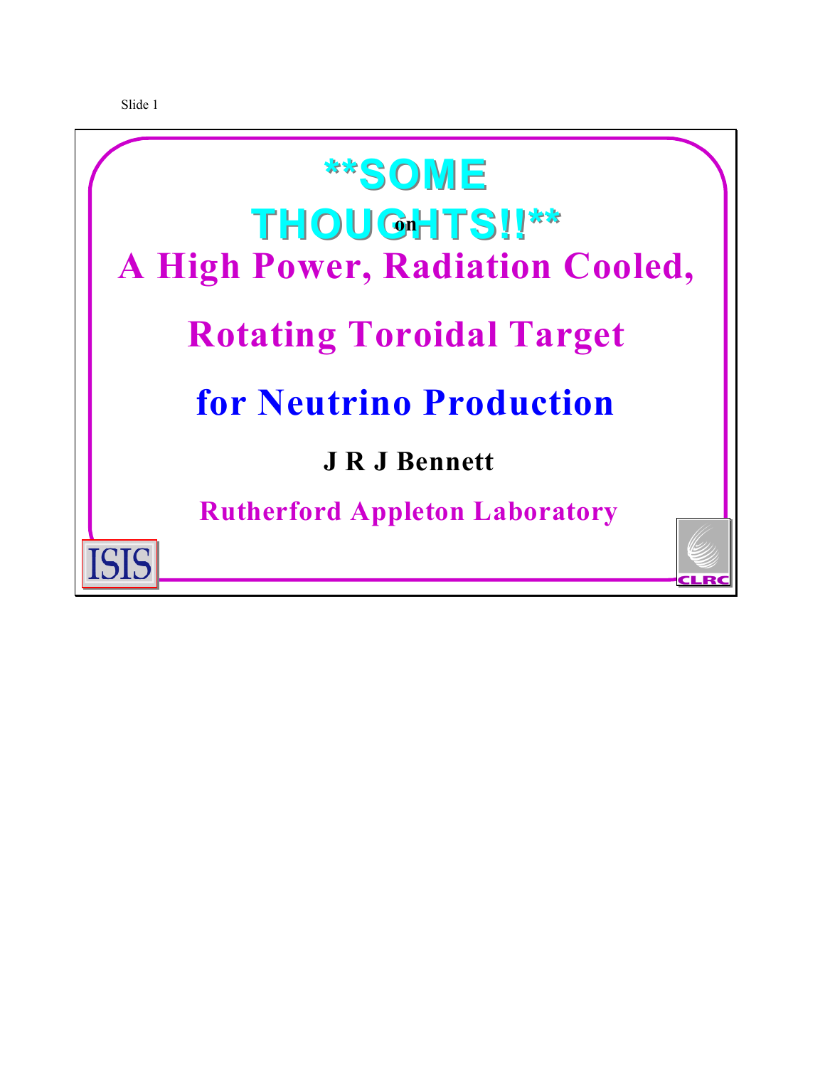# **SOME THOUGHTS!!**

on

# A High Power, Radiation Cooled, Rotating Toroidal Target for Neutrino Production

**J R J Bennett**

**Rutherford Appleton Laboratory**

ISIS

CLRC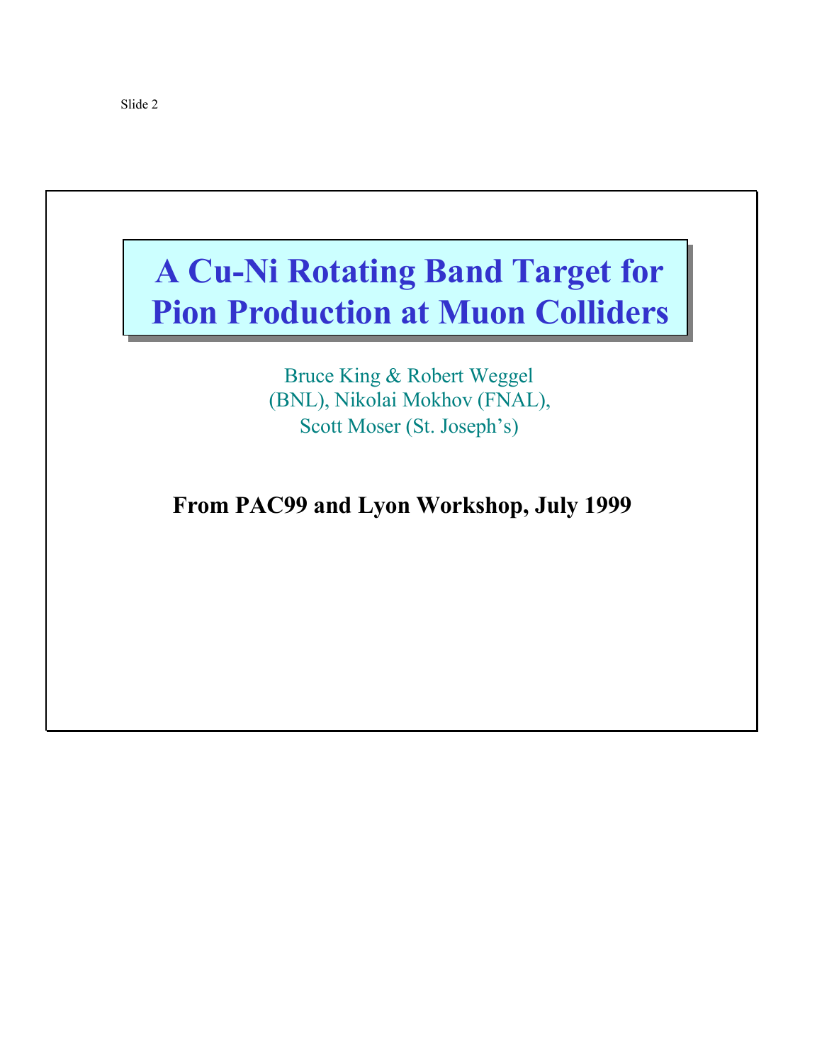# A Cu-Ni Rotating Band Target for Pion Production at Muon Colliders

Bruce King & Robert Weggel (BNL), Nikolai Mokhov (FNAL), Scott Moser (St. Joseph's)

**From PAC99 and Lyon Workshop, July 1999**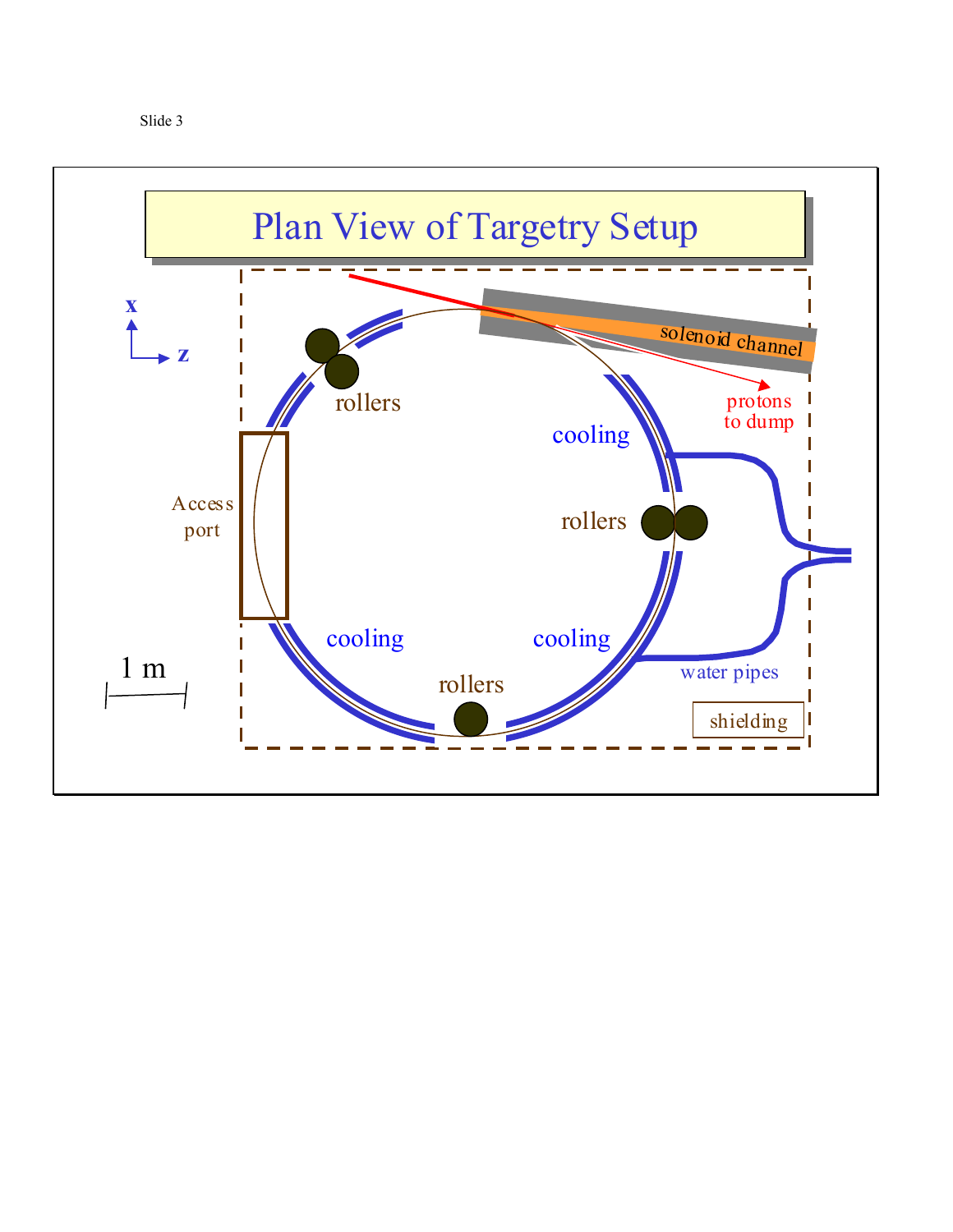# Plan View of Targetry Setup

x

z

rollers

solenoid channel

protons to dump

cooling

Access port

rollers

cooling

cooling

rollers

water pipes

1 m

shielding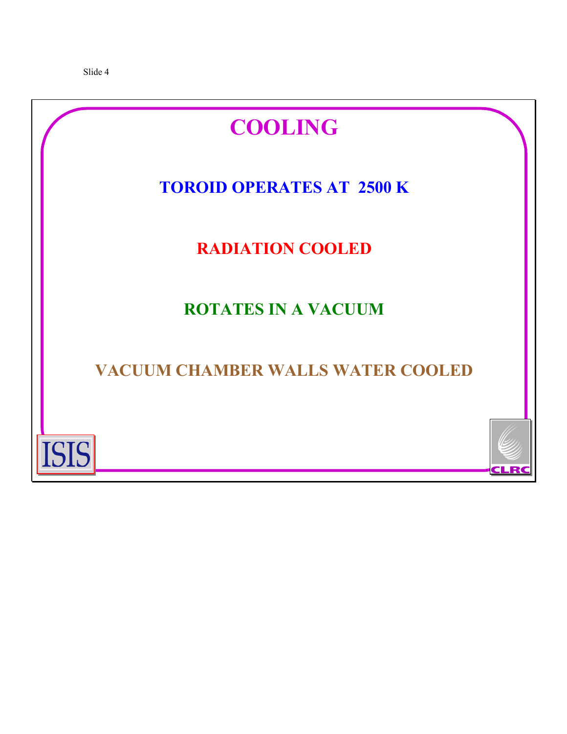# COOLING

**TOROID OPERATES AT 2500 K**

**RADIATION COOLED**

**ROTATES IN A VACUUM**

**VACUUM CHAMBER WALLS WATER COOLED**

ISIS

CLRC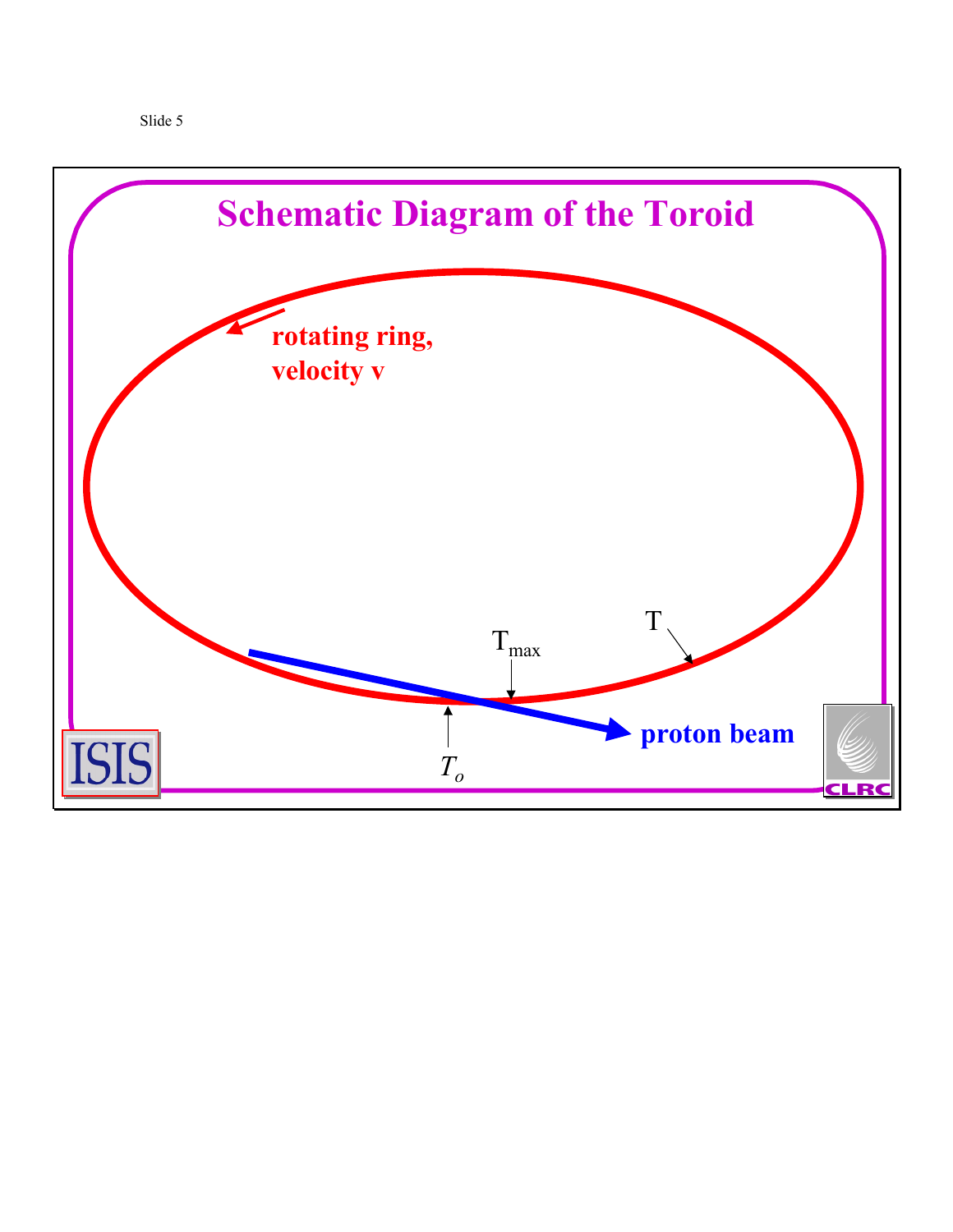# Schematic Diagram of the Toroid

rotating ring, velocity v

$T_{max}$

T

$T_o$

proton beam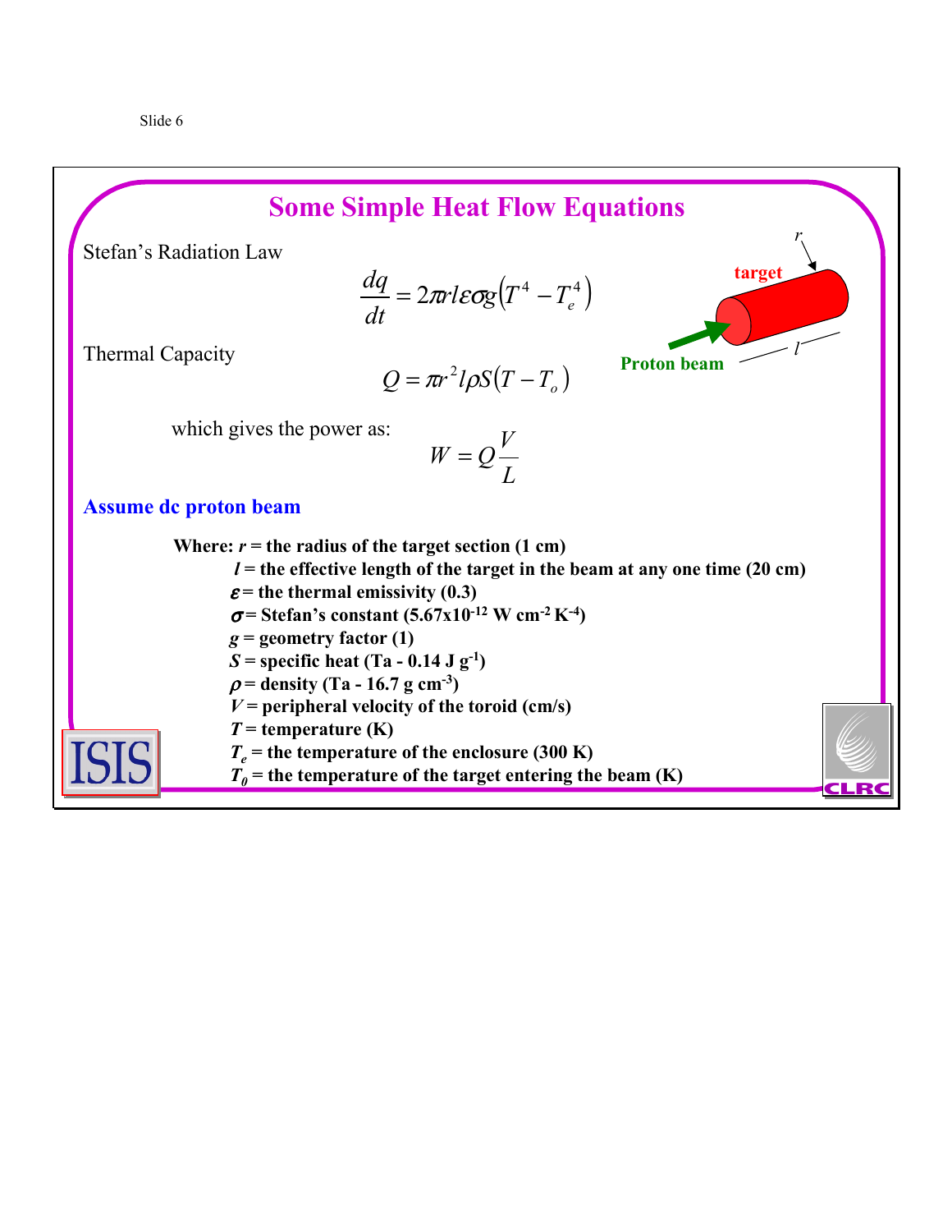# Some Simple Heat Flow Equations

Stefan's Radiation Law

$$\frac{dq}{dt} = 2\pi r l \varepsilon \sigma g \left(T^4 - T_e^4\right)$$

Thermal Capacity

$$Q = \pi r^2 l \rho S \left(T - T_o\right)$$

which gives the power as:

$$W = Q\frac{V}{L}$$

target

Proton beam

$r$

$l$

**Assume dc proton beam**

**Where: $r$ = the radius of the target section (1 cm)**
**$l$ = the effective length of the target in the beam at any one time (20 cm)**
**$\varepsilon$ = the thermal emissivity (0.3)**
**$\sigma$ = Stefan's constant ($5.67 \times 10^{-12}$ W cm$^{-2}$ K$^{-4}$)**
**$g$ = geometry factor (1)**
**$S$ = specific heat (Ta - 0.14 J g$^{-1}$)**
**$\rho$ = density (Ta - 16.7 g cm$^{-3}$)**
**$V$ = peripheral velocity of the toroid (cm/s)**
**$T$ = temperature (K)**
**$T_e$ = the temperature of the enclosure (300 K)**
**$T_0$ = the temperature of the target entering the beam (K)**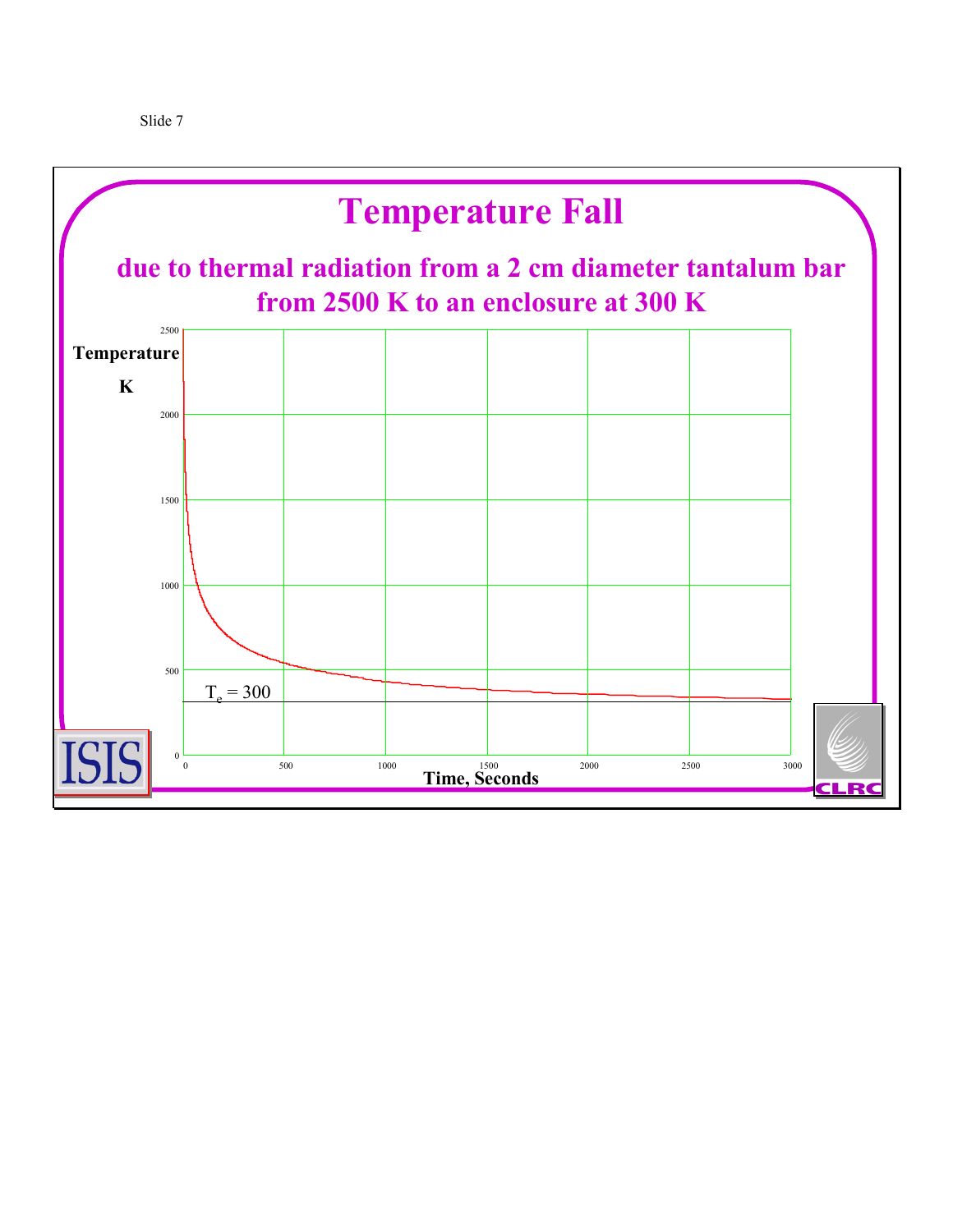# Temperature Fall

## due to thermal radiation from a 2 cm diameter tantalum bar from 2500 K to an enclosure at 300 K

Temperature K

$T_e = 300$

Time, Seconds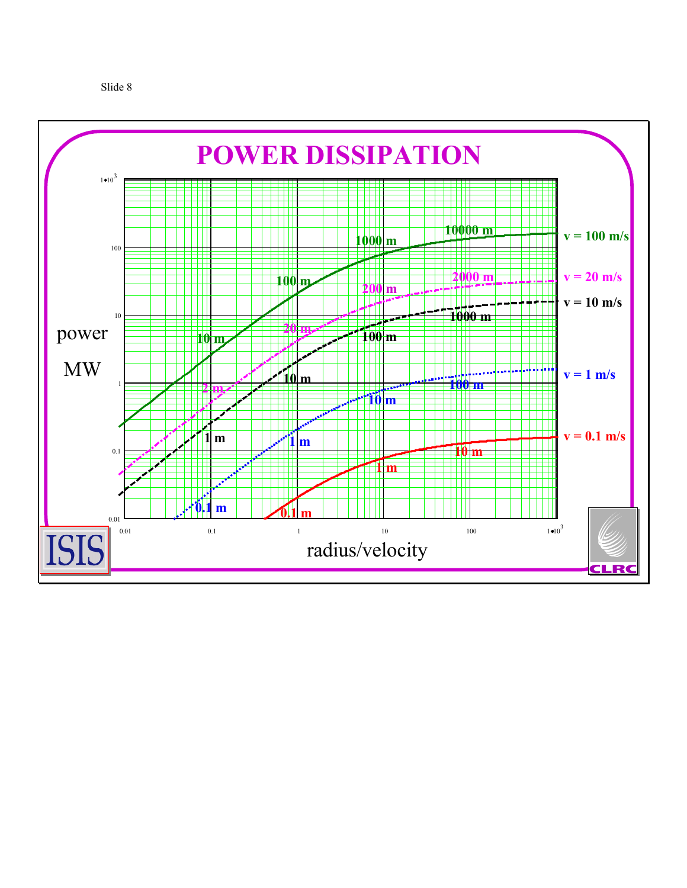# POWER DISSIPATION

power MW

radius/velocity

v = 100 m/s: 10 m, 100 m, 1000 m, 10000 m

v = 20 m/s: 2 m, 20 m, 200 m, 2000 m

v = 10 m/s: 1 m, 10 m, 100 m, 1000 m

v = 1 m/s: 0.1 m, 1 m, 10 m, 100 m

v = 0.1 m/s: 0.1 m, 1 m, 10 m

ISIS

CLRC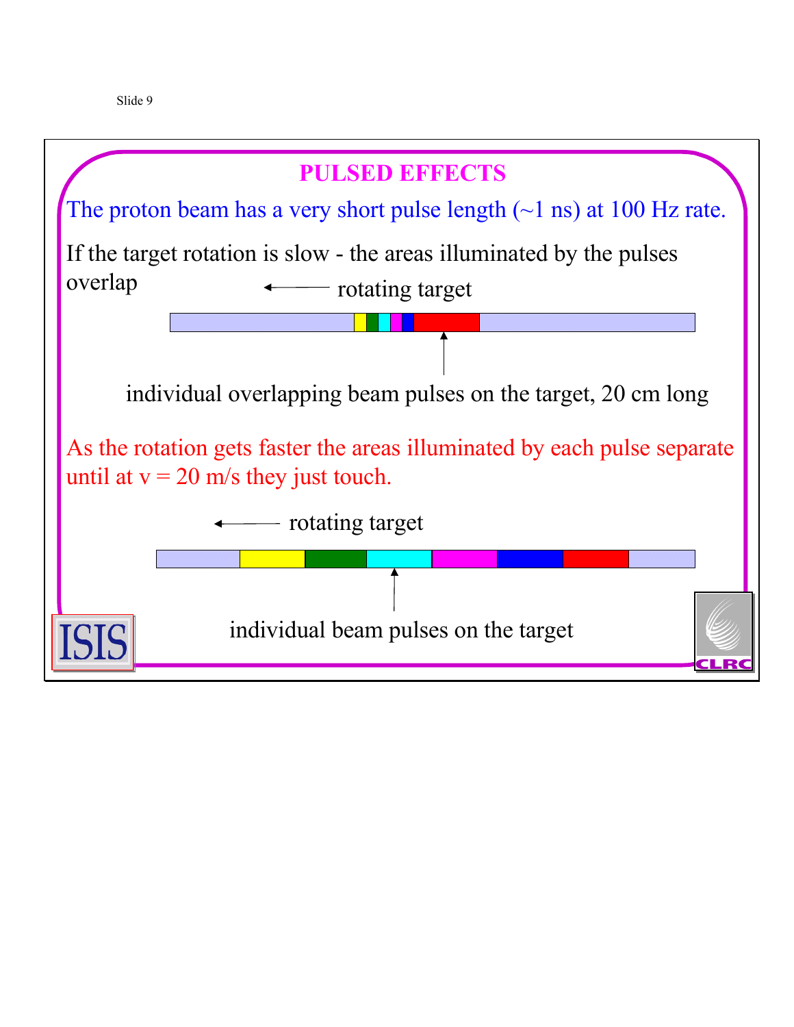## PULSED EFFECTS

The proton beam has a very short pulse length (~1 ns) at 100 Hz rate.

If the target rotation is slow - the areas illuminated by the pulses overlap

← rotating target

individual overlapping beam pulses on the target, 20 cm long

As the rotation gets faster the areas illuminated by each pulse separate until at v = 20 m/s they just touch.

← rotating target

individual beam pulses on the target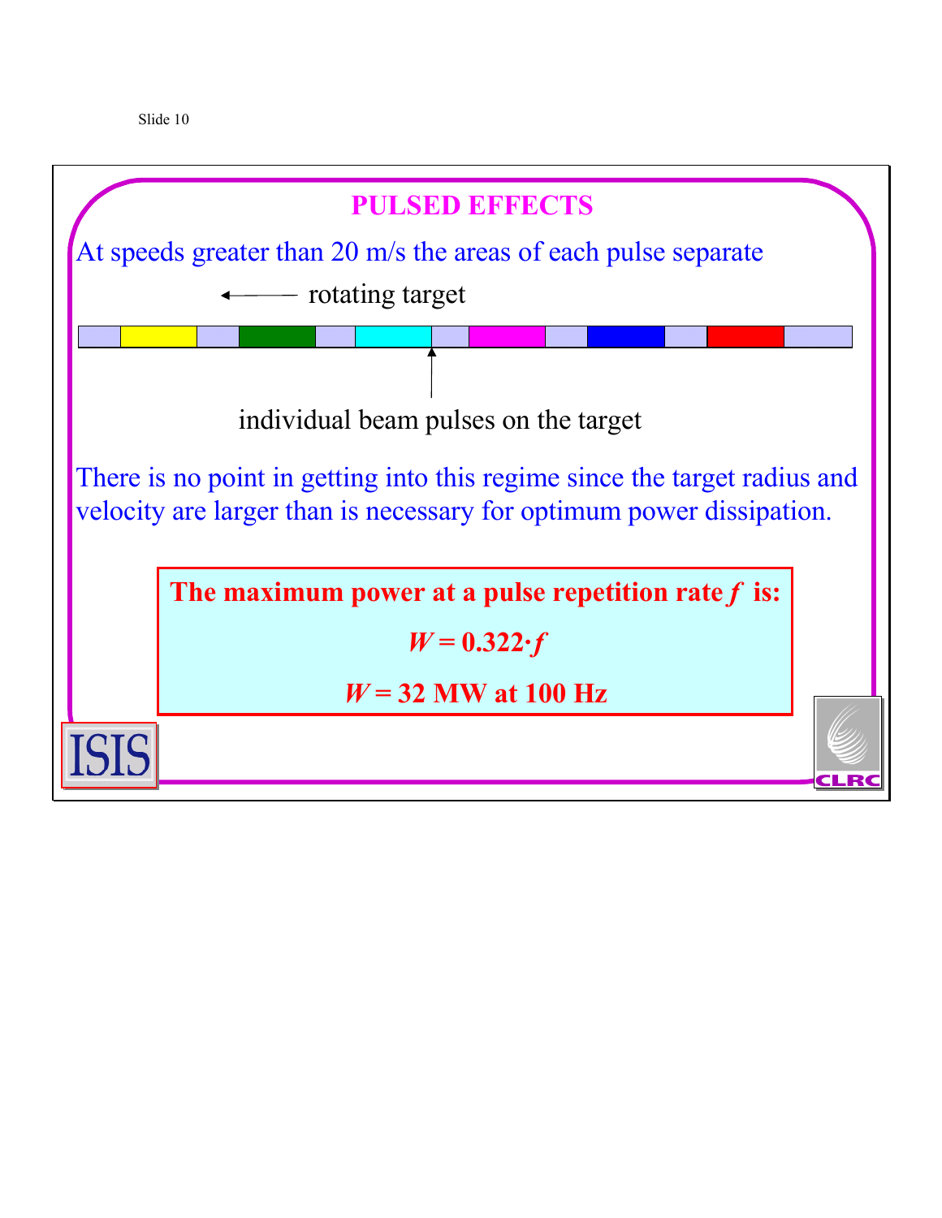# PULSED EFFECTS

At speeds greater than 20 m/s the areas of each pulse separate

← rotating target

individual beam pulses on the target

There is no point in getting into this regime since the target radius and velocity are larger than is necessary for optimum power dissipation.

**The maximum power at a pulse repetition rate $f$ is:**

$$W = 0.322 \cdot f$$

$$W = 32 \text{ MW at } 100 \text{ Hz}$$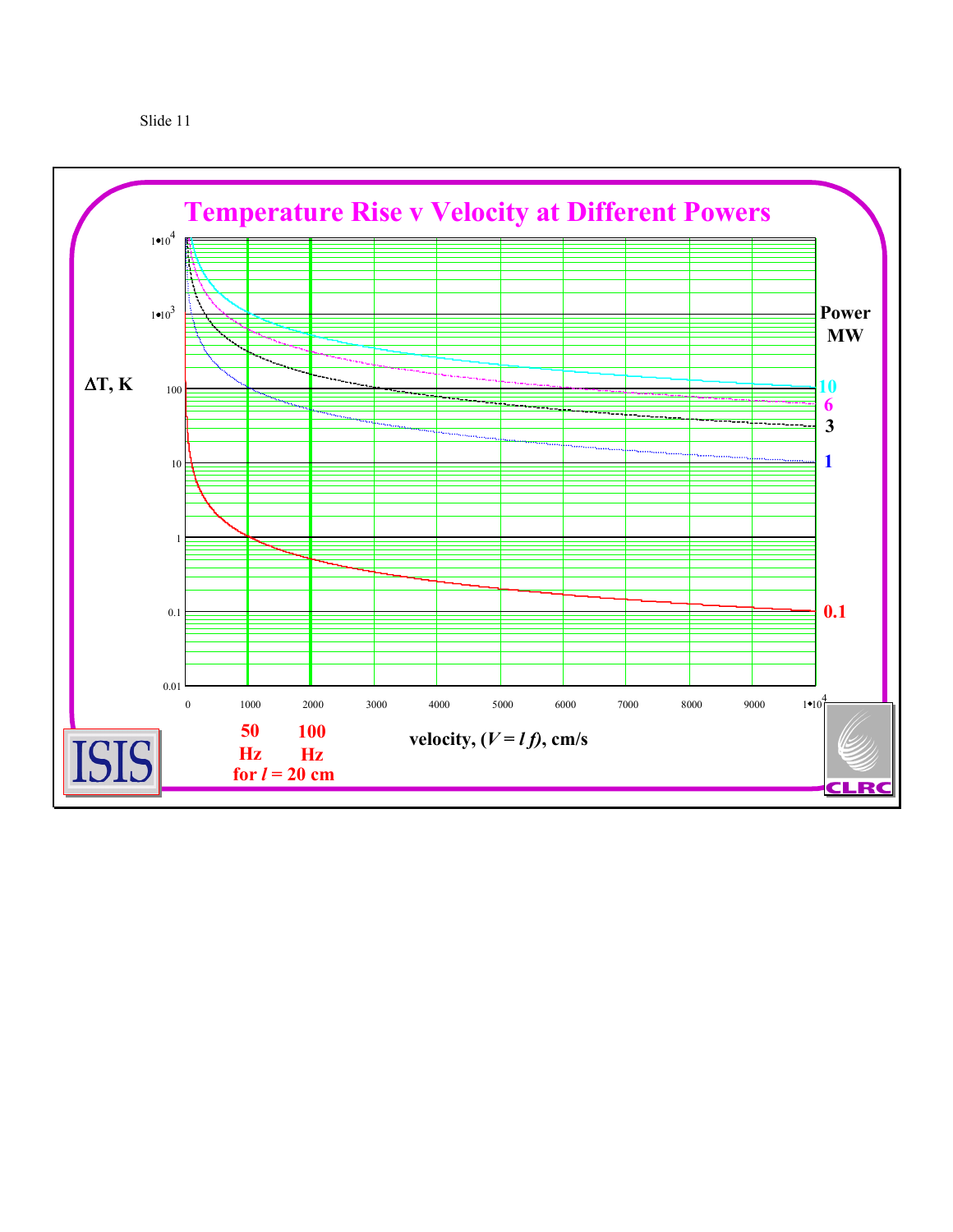# Temperature Rise v Velocity at Different Powers

$\Delta T$, K

Power MW: 10, 6, 3, 1, 0.1

velocity, ($V = l f$), cm/s

50 Hz, 100 Hz for $l$ = 20 cm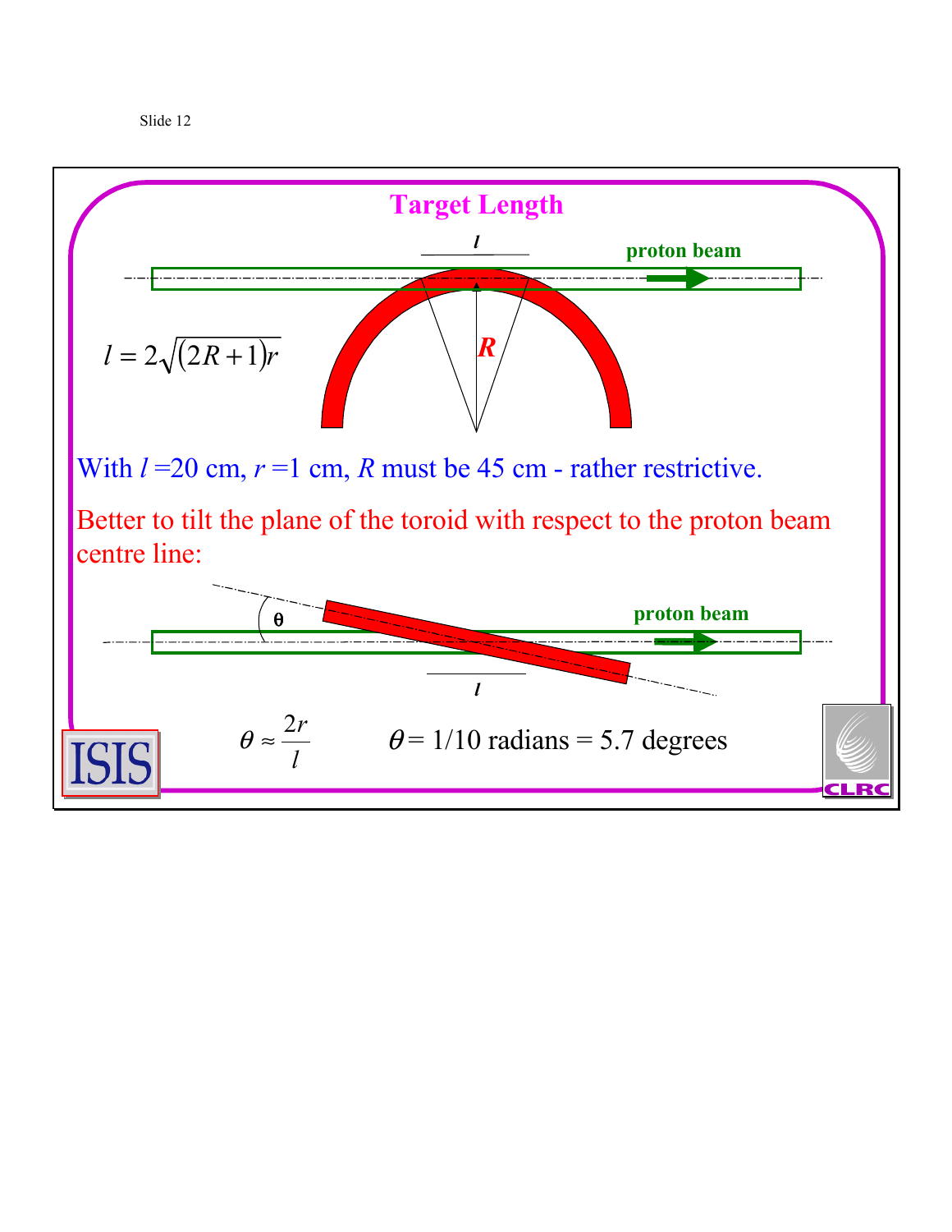# Target Length

l

proton beam

R

$$l = 2\sqrt{(2R+1)r}$$

With $l$ =20 cm, $r$ =1 cm, $R$ must be 45 cm - rather restrictive.

Better to tilt the plane of the toroid with respect to the proton beam centre line:

θ

proton beam

l

$$\theta \approx \frac{2r}{l}$$

$\theta$ = 1/10 radians = 5.7 degrees

ISIS

CLRC